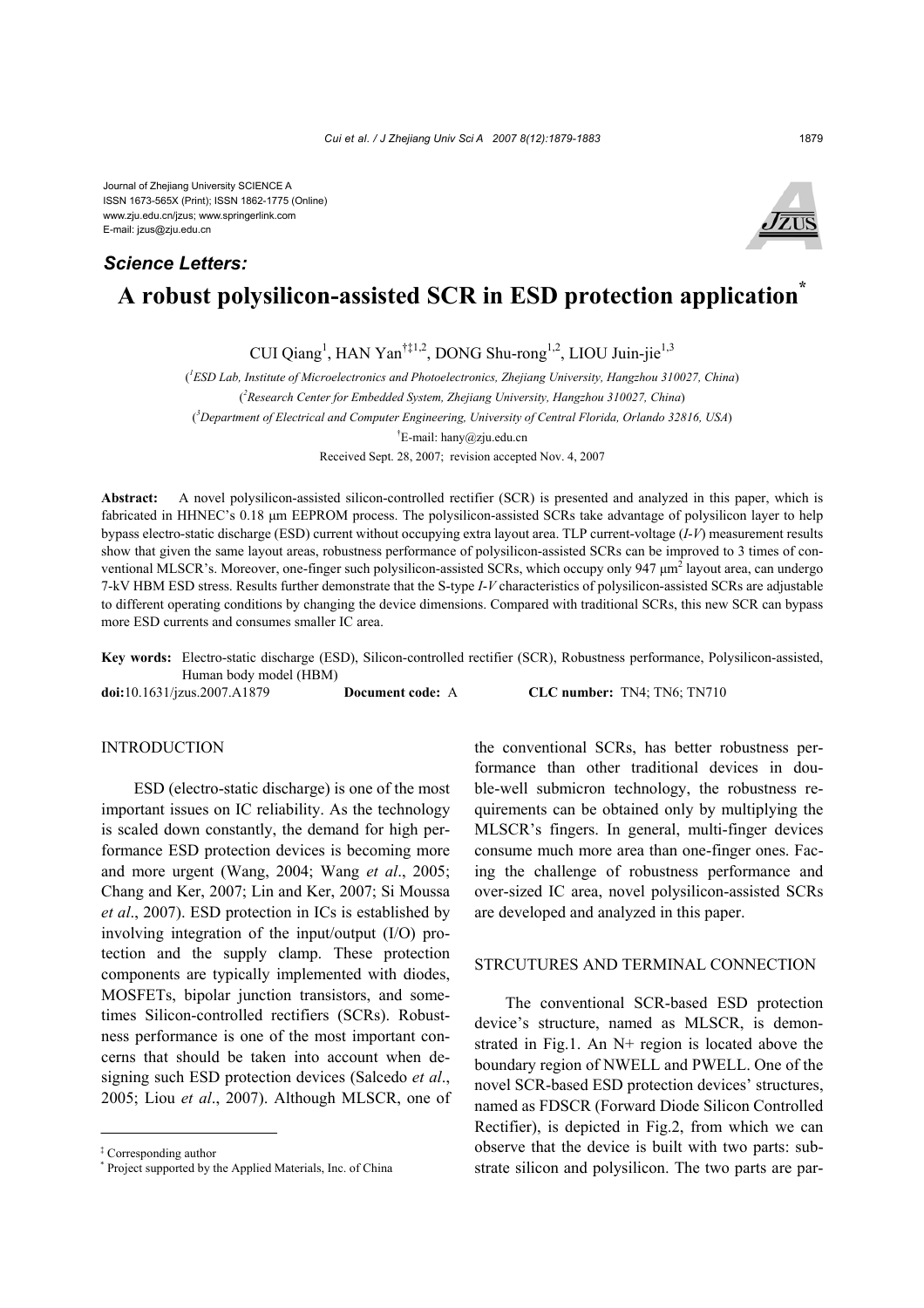Journal of Zhejiang University SCIENCE A
ISSN 1673-565X (Print); ISSN 1862-1775 (Online)
www.zju.edu.cn/jzus; www.springerlink.com
E-mail: jzus@zju.edu.cn

***Science Letters:***

# A robust polysilicon-assisted SCR in ESD protection application*

CUI Qiang[1], HAN Yan[†‡1,2], DONG Shu-rong[1,2], LIOU Juin-jie[1,3]

([1]*ESD Lab, Institute of Microelectronics and Photoelectronics, Zhejiang University, Hangzhou 310027, China*)

([2]*Research Center for Embedded System, Zhejiang University, Hangzhou 310027, China*)

([3]*Department of Electrical and Computer Engineering, University of Central Florida, Orlando 32816, USA*)

[†]E-mail: hany@zju.edu.cn

Received Sept. 28, 2007; revision accepted Nov. 4, 2007

**Abstract:** A novel polysilicon-assisted silicon-controlled rectifier (SCR) is presented and analyzed in this paper, which is fabricated in HHNEC's 0.18 μm EEPROM process. The polysilicon-assisted SCRs take advantage of polysilicon layer to help bypass electro-static discharge (ESD) current without occupying extra layout area. TLP current-voltage (*I-V*) measurement results show that given the same layout areas, robustness performance of polysilicon-assisted SCRs can be improved to 3 times of conventional MLSCR's. Moreover, one-finger such polysilicon-assisted SCRs, which occupy only 947 $\mu m^2$ layout area, can undergo 7-kV HBM ESD stress. Results further demonstrate that the S-type *I-V* characteristics of polysilicon-assisted SCRs are adjustable to different operating conditions by changing the device dimensions. Compared with traditional SCRs, this new SCR can bypass more ESD currents and consumes smaller IC area.

**Key words:** Electro-static discharge (ESD), Silicon-controlled rectifier (SCR), Robustness performance, Polysilicon-assisted, Human body model (HBM)

**doi:**10.1631/jzus.2007.A1879 **Document code:** A **CLC number:** TN4; TN6; TN710

## INTRODUCTION

ESD (electro-static discharge) is one of the most important issues on IC reliability. As the technology is scaled down constantly, the demand for high performance ESD protection devices is becoming more and more urgent (Wang, 2004; Wang *et al*., 2005; Chang and Ker, 2007; Lin and Ker, 2007; Si Moussa *et al*., 2007). ESD protection in ICs is established by involving integration of the input/output (I/O) protection and the supply clamp. These protection components are typically implemented with diodes, MOSFETs, bipolar junction transistors, and sometimes Silicon-controlled rectifiers (SCRs). Robustness performance is one of the most important concerns that should be taken into account when designing such ESD protection devices (Salcedo *et al*., 2005; Liou *et al*., 2007). Although MLSCR, one of the conventional SCRs, has better robustness performance than other traditional devices in double-well submicron technology, the robustness requirements can be obtained only by multiplying the MLSCR's fingers. In general, multi-finger devices consume much more area than one-finger ones. Facing the challenge of robustness performance and over-sized IC area, novel polysilicon-assisted SCRs are developed and analyzed in this paper.

## STRCUTURES AND TERMINAL CONNECTION

The conventional SCR-based ESD protection device's structure, named as MLSCR, is demonstrated in Fig.1. An N+ region is located above the boundary region of NWELL and PWELL. One of the novel SCR-based ESD protection devices' structures, named as FDSCR (Forward Diode Silicon Controlled Rectifier), is depicted in Fig.2, from which we can observe that the device is built with two parts: substrate silicon and polysilicon. The two parts are par-

---

[‡] Corresponding author

[*] Project supported by the Applied Materials, Inc. of China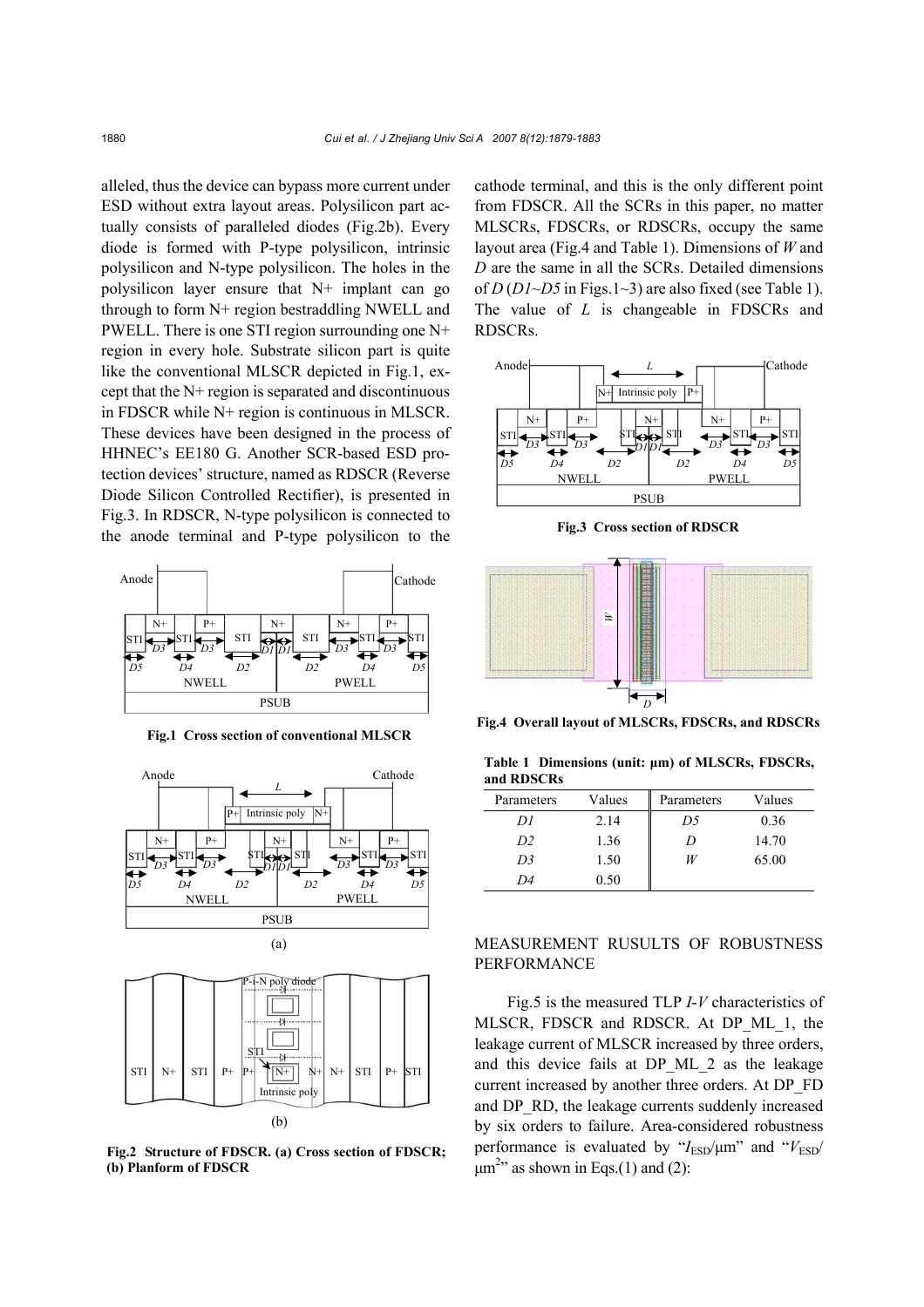alleled, thus the device can bypass more current under ESD without extra layout areas. Polysilicon part actually consists of paralleled diodes (Fig.2b). Every diode is formed with P-type polysilicon, intrinsic polysilicon and N-type polysilicon. The holes in the polysilicon layer ensure that N+ implant can go through to form N+ region bestraddling NWELL and PWELL. There is one STI region surrounding one N+ region in every hole. Substrate silicon part is quite like the conventional MLSCR depicted in Fig.1, except that the N+ region is separated and discontinuous in FDSCR while N+ region is continuous in MLSCR. These devices have been designed in the process of HHNEC's EE180 G. Another SCR-based ESD protection devices' structure, named as RDSCR (Reverse Diode Silicon Controlled Rectifier), is presented in Fig.3. In RDSCR, N-type polysilicon is connected to the anode terminal and P-type polysilicon to the cathode terminal, and this is the only different point from FDSCR. All the SCRs in this paper, no matter MLSCRs, FDSCRs, or RDSCRs, occupy the same layout area (Fig.4 and Table 1). Dimensions of *W* and *D* are the same in all the SCRs. Detailed dimensions of *D* (*D1*~*D5* in Figs.1~3) are also fixed (see Table 1). The value of *L* is changeable in FDSCRs and RDSCRs.

**Fig.1 Cross section of conventional MLSCR**

**Fig.2 Structure of FDSCR. (a) Cross section of FDSCR; (b) Planform of FDSCR**

**Fig.3 Cross section of RDSCR**

**Fig.4 Overall layout of MLSCRs, FDSCRs, and RDSCRs**

**Table 1 Dimensions (unit: μm) of MLSCRs, FDSCRs, and RDSCRs**

| Parameters | Values | Parameters | Values |
|---|---|---|---|
| *D1* | 2.14 | *D5* | 0.36 |
| *D2* | 1.36 | *D* | 14.70 |
| *D3* | 1.50 | *W* | 65.00 |
| *D4* | 0.50 | | |

## MEASUREMENT RUSULTS OF ROBUSTNESS PERFORMANCE

Fig.5 is the measured TLP *I*-*V* characteristics of MLSCR, FDSCR and RDSCR. At DP_ML_1, the leakage current of MLSCR increased by three orders, and this device fails at DP_ML_2 as the leakage current increased by another three orders. At DP_FD and DP_RD, the leakage currents suddenly increased by six orders to failure. Area-considered robustness performance is evaluated by "$I_{ESD}$/μm" and "$V_{ESD}$/μm$^2$" as shown in Eqs.(1) and (2):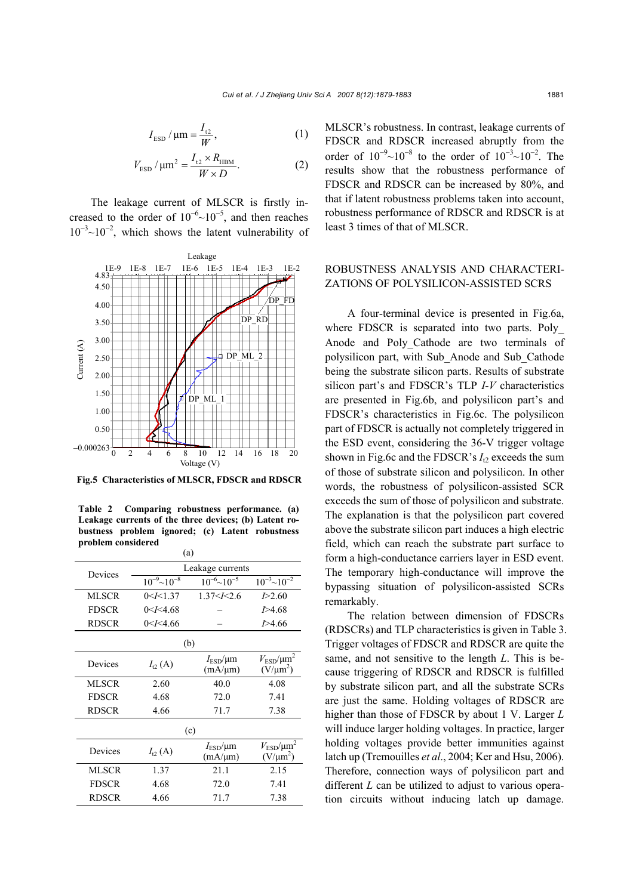$$I_{\mathrm{ESD}}/\mu\mathrm{m}=\frac{I_{\mathrm{t2}}}{W}, \tag{1}$$

$$V_{\mathrm{ESD}}/\mu\mathrm{m}^2=\frac{I_{\mathrm{t2}}\times R_{\mathrm{HBM}}}{W\times D}. \tag{2}$$

The leakage current of MLSCR is firstly increased to the order of $10^{-6}$~$10^{-5}$, and then reaches $10^{-3}$~$10^{-2}$, which shows the latent vulnerability of MLSCR's robustness. In contrast, leakage currents of FDSCR and RDSCR increased abruptly from the order of $10^{-9}$~$10^{-8}$ to the order of $10^{-3}$~$10^{-2}$. The results show that the robustness performance of FDSCR and RDSCR can be increased by 80%, and that if latent robustness problems taken into account, robustness performance of RDSCR and RDSCR is at least 3 times of that of MLSCR.

**Fig.5 Characteristics of MLSCR, FDSCR and RDSCR**

**Table 2 Comparing robustness performance. (a) Leakage currents of the three devices; (b) Latent robustness problem ignored; (c) Latent robustness problem considered**

(a)

| Devices | Leakage currents | | |
|---|---|---|---|
| | $10^{-9}$~$10^{-8}$ | $10^{-6}$~$10^{-5}$ | $10^{-3}$~$10^{-2}$ |
| MLSCR | $0<I<1.37$ | $1.37<I<2.6$ | $I>2.60$ |
| FDSCR | $0<I<4.68$ | – | $I>4.68$ |
| RDSCR | $0<I<4.66$ | – | $I>4.66$ |

(b)

| Devices | $I_{\mathrm{t2}}$ (A) | $I_{\mathrm{ESD}}$/μm (mA/μm) | $V_{\mathrm{ESD}}$/μm$^2$ (V/μm$^2$) |
|---|---|---|---|
| MLSCR | 2.60 | 40.0 | 4.08 |
| FDSCR | 4.68 | 72.0 | 7.41 |
| RDSCR | 4.66 | 71.7 | 7.38 |

(c)

| Devices | $I_{\mathrm{t2}}$ (A) | $I_{\mathrm{ESD}}$/μm (mA/μm) | $V_{\mathrm{ESD}}$/μm$^2$ (V/μm$^2$) |
|---|---|---|---|
| MLSCR | 1.37 | 21.1 | 2.15 |
| FDSCR | 4.68 | 72.0 | 7.41 |
| RDSCR | 4.66 | 71.7 | 7.38 |

## ROBUSTNESS ANALYSIS AND CHARACTERIZATIONS OF POLYSILICON-ASSISTED SCRS

A four-terminal device is presented in Fig.6a, where FDSCR is separated into two parts. Poly_Anode and Poly_Cathode are two terminals of polysilicon part, with Sub_Anode and Sub_Cathode being the substrate silicon parts. Results of substrate silicon part's and FDSCR's TLP *I-V* characteristics are presented in Fig.6b, and polysilicon part's and FDSCR's characteristics in Fig.6c. The polysilicon part of FDSCR is actually not completely triggered in the ESD event, considering the 36-V trigger voltage shown in Fig.6c and the FDSCR's $I_{\mathrm{t2}}$ exceeds the sum of those of substrate silicon and polysilicon. In other words, the robustness of polysilicon-assisted SCR exceeds the sum of those of polysilicon and substrate. The explanation is that the polysilicon part covered above the substrate silicon part induces a high electric field, which can reach the substrate part surface to form a high-conductance carriers layer in ESD event. The temporary high-conductance will improve the bypassing situation of polysilicon-assisted SCRs remarkably.

The relation between dimension of FDSCRs (RDSCRs) and TLP characteristics is given in Table 3. Trigger voltages of FDSCR and RDSCR are quite the same, and not sensitive to the length *L*. This is because triggering of RDSCR and RDSCR is fulfilled by substrate silicon part, and all the substrate SCRs are just the same. Holding voltages of RDSCR are higher than those of FDSCR by about 1 V. Larger *L* will induce larger holding voltages. In practice, larger holding voltages provide better immunities against latch up (Tremouilles *et al*., 2004; Ker and Hsu, 2006). Therefore, connection ways of polysilicon part and different *L* can be utilized to adjust to various operation circuits without inducing latch up damage.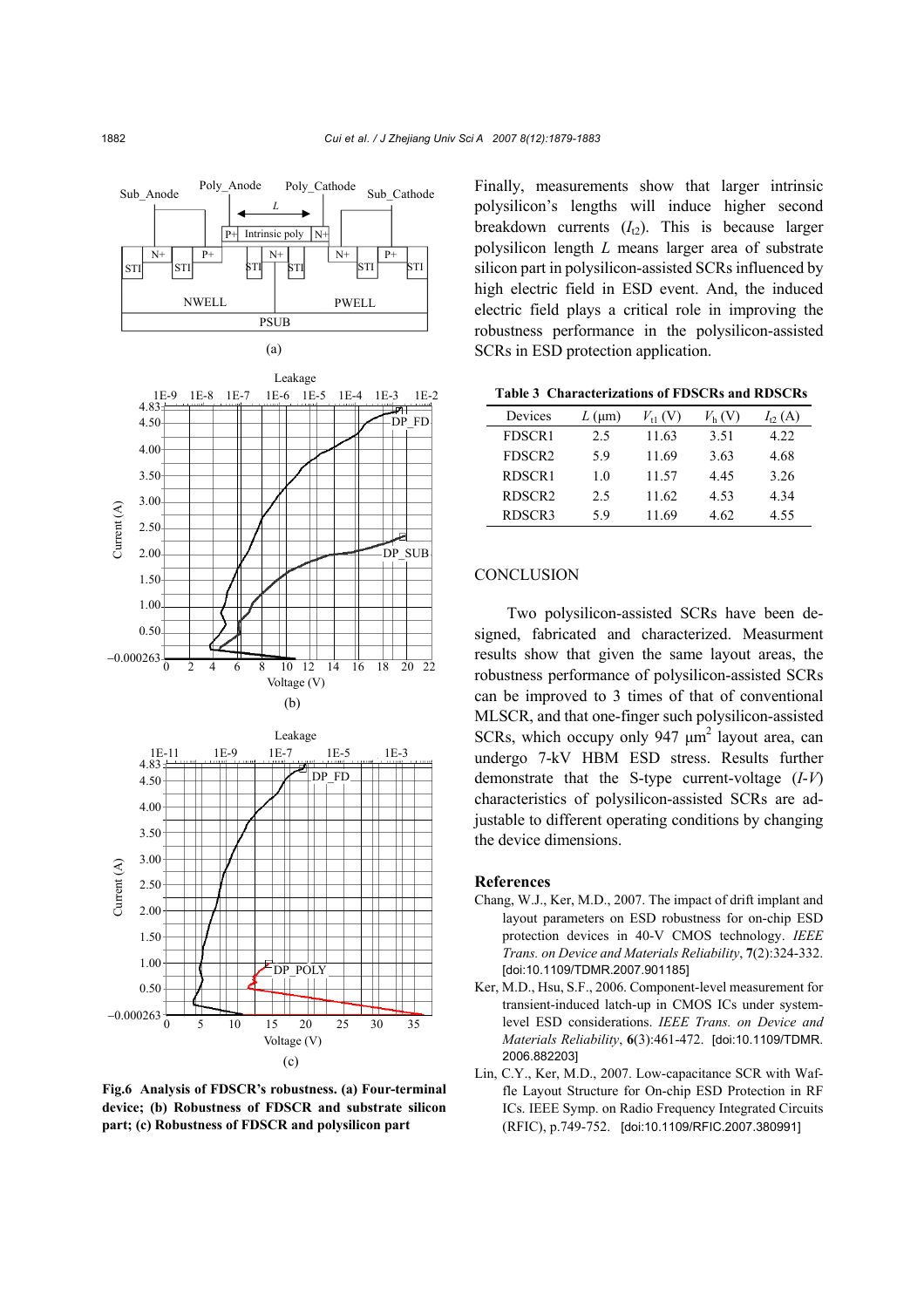Fig.6 **Analysis of FDSCR's robustness. (a) Four-terminal device; (b) Robustness of FDSCR and substrate silicon part; (c) Robustness of FDSCR and polysilicon part**

Finally, measurements show that larger intrinsic polysilicon's lengths will induce higher second breakdown currents ($I_{t2}$). This is because larger polysilicon length $L$ means larger area of substrate silicon part in polysilicon-assisted SCRs influenced by high electric field in ESD event. And, the induced electric field plays a critical role in improving the robustness performance in the polysilicon-assisted SCRs in ESD protection application.

**Table 3 Characterizations of FDSCRs and RDSCRs**

| Devices | $L$ (μm) | $V_{t1}$ (V) | $V_h$ (V) | $I_{t2}$ (A) |
|---|---|---|---|---|
| FDSCR1 | 2.5 | 11.63 | 3.51 | 4.22 |
| FDSCR2 | 5.9 | 11.69 | 3.63 | 4.68 |
| RDSCR1 | 1.0 | 11.57 | 4.45 | 3.26 |
| RDSCR2 | 2.5 | 11.62 | 4.53 | 4.34 |
| RDSCR3 | 5.9 | 11.69 | 4.62 | 4.55 |

## CONCLUSION

Two polysilicon-assisted SCRs have been designed, fabricated and characterized. Measurment results show that given the same layout areas, the robustness performance of polysilicon-assisted SCRs can be improved to 3 times of that of conventional MLSCR, and that one-finger such polysilicon-assisted SCRs, which occupy only 947 $\mu m^2$ layout area, can undergo 7-kV HBM ESD stress. Results further demonstrate that the S-type current-voltage ($I$-$V$) characteristics of polysilicon-assisted SCRs are adjustable to different operating conditions by changing the device dimensions.

## References

Chang, W.J., Ker, M.D., 2007. The impact of drift implant and layout parameters on ESD robustness for on-chip ESD protection devices in 40-V CMOS technology. *IEEE Trans. on Device and Materials Reliability*, **7**(2):324-332. [doi:10.1109/TDMR.2007.901185]

Ker, M.D., Hsu, S.F., 2006. Component-level measurement for transient-induced latch-up in CMOS ICs under system-level ESD considerations. *IEEE Trans. on Device and Materials Reliability*, **6**(3):461-472. [doi:10.1109/TDMR.2006.882203]

Lin, C.Y., Ker, M.D., 2007. Low-capacitance SCR with Waffle Layout Structure for On-chip ESD Protection in RF ICs. IEEE Symp. on Radio Frequency Integrated Circuits (RFIC), p.749-752. [doi:10.1109/RFIC.2007.380991]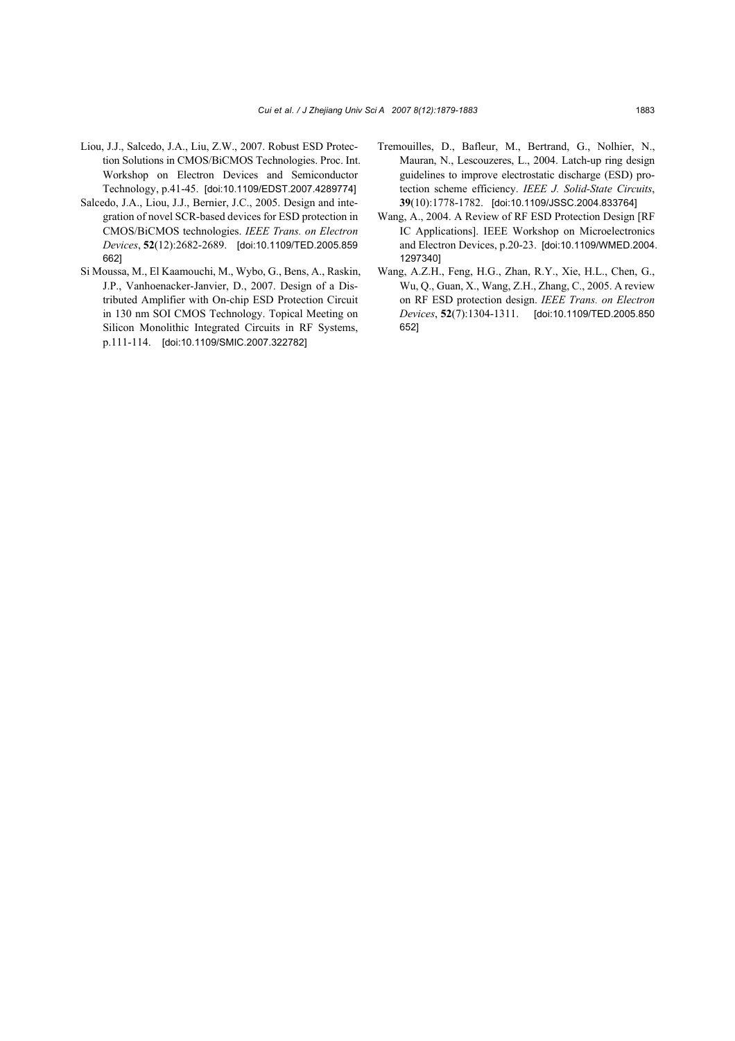Liou, J.J., Salcedo, J.A., Liu, Z.W., 2007. Robust ESD Protection Solutions in CMOS/BiCMOS Technologies. Proc. Int. Workshop on Electron Devices and Semiconductor Technology, p.41-45. [doi:10.1109/EDST.2007.4289774]

Salcedo, J.A., Liou, J.J., Bernier, J.C., 2005. Design and integration of novel SCR-based devices for ESD protection in CMOS/BiCMOS technologies. *IEEE Trans. on Electron Devices*, **52**(12):2682-2689. [doi:10.1109/TED.2005.859662]

Si Moussa, M., El Kaamouchi, M., Wybo, G., Bens, A., Raskin, J.P., Vanhoenacker-Janvier, D., 2007. Design of a Distributed Amplifier with On-chip ESD Protection Circuit in 130 nm SOI CMOS Technology. Topical Meeting on Silicon Monolithic Integrated Circuits in RF Systems, p.111-114. [doi:10.1109/SMIC.2007.322782]

Tremouilles, D., Bafleur, M., Bertrand, G., Nolhier, N., Mauran, N., Lescouzeres, L., 2004. Latch-up ring design guidelines to improve electrostatic discharge (ESD) protection scheme efficiency. *IEEE J. Solid-State Circuits*, **39**(10):1778-1782. [doi:10.1109/JSSC.2004.833764]

Wang, A., 2004. A Review of RF ESD Protection Design [RF IC Applications]. IEEE Workshop on Microelectronics and Electron Devices, p.20-23. [doi:10.1109/WMED.2004.1297340]

Wang, A.Z.H., Feng, H.G., Zhan, R.Y., Xie, H.L., Chen, G., Wu, Q., Guan, X., Wang, Z.H., Zhang, C., 2005. A review on RF ESD protection design. *IEEE Trans. on Electron Devices*, **52**(7):1304-1311. [doi:10.1109/TED.2005.850652]